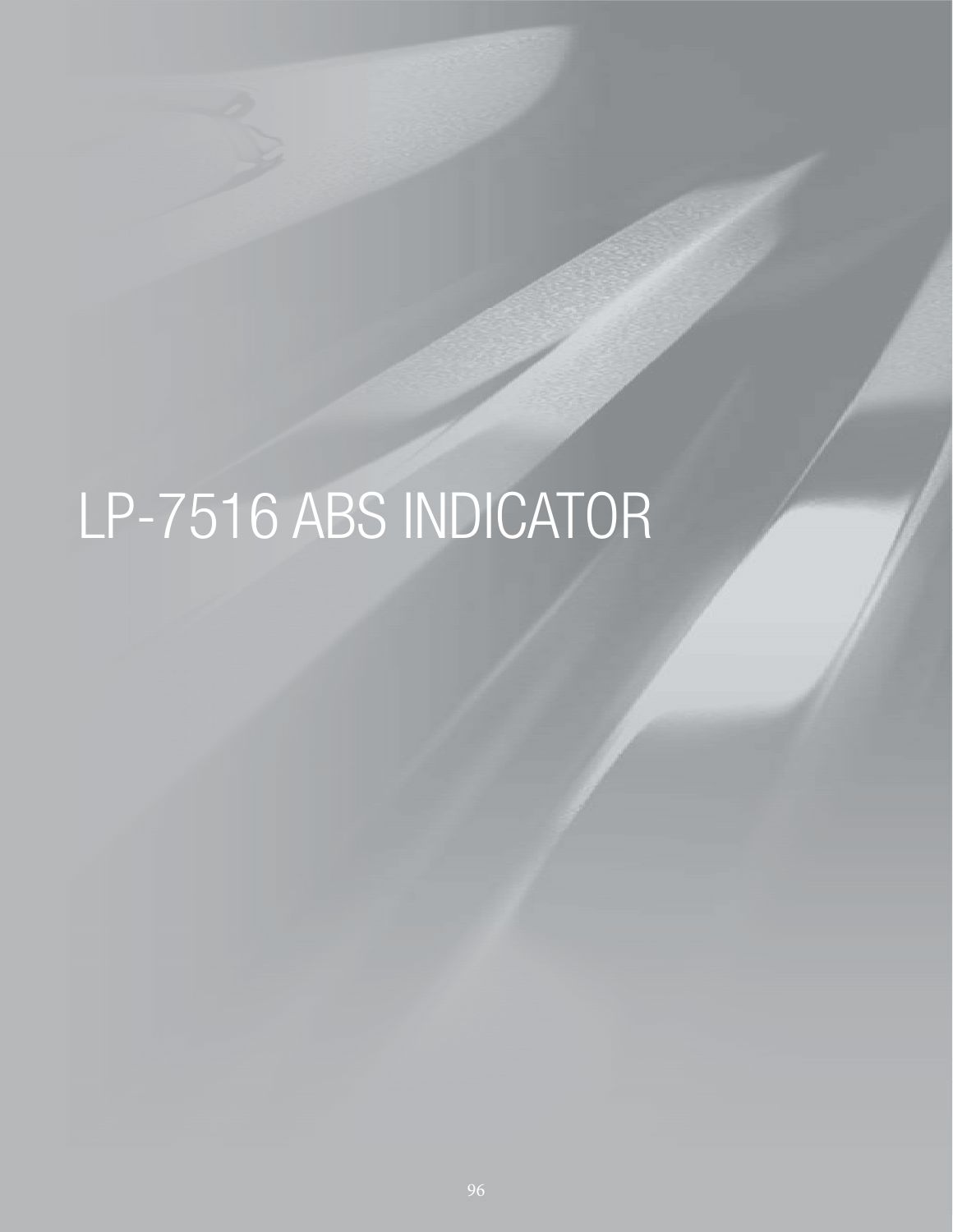# LP-7516 ABS INDICATOR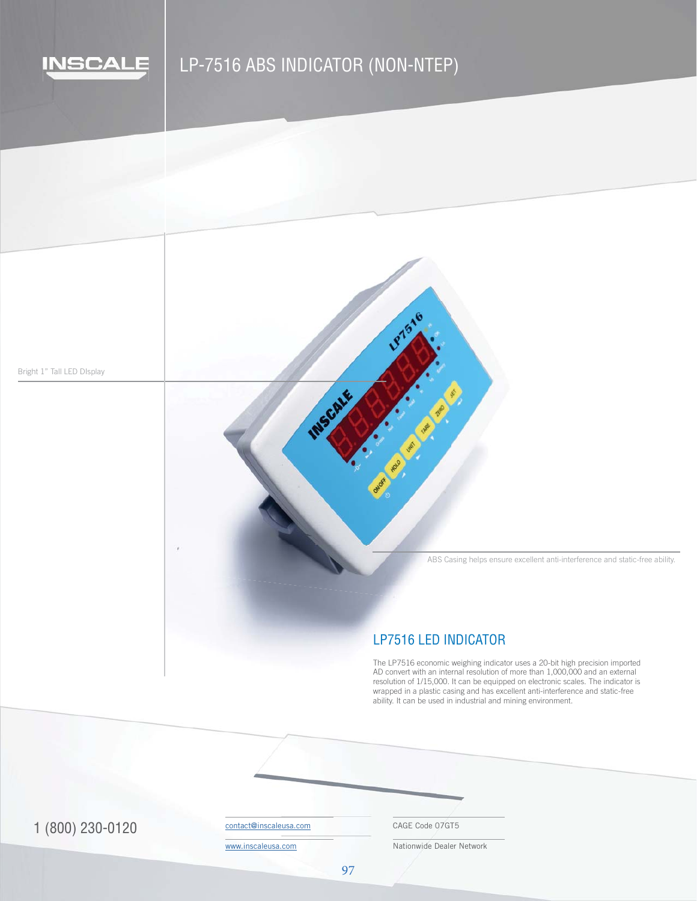# LP-7516 ABS INDICATOR (NON-NTEP)

Bright 1" Tall LED DIsplay

ABS Casing helps ensure excellent anti-interference and static-free ability.

## LP7516 LED INDICATOR

The LP7516 economic weighing indicator uses a 20-bit high precision imported AD convert with an internal resolution of more than 1,000,000 and an external resolution of 1/15,000. It can be equipped on electronic scales. The indicator is wrapped in a plastic casing and has excellent anti-interference and static-free ability. It can be used in industrial and mining environment.

1 (800) 230-0120

contact@inscaleusa.com

www.inscaleusa.com

CAGE Code 07GT5

Nationwide Dealer Network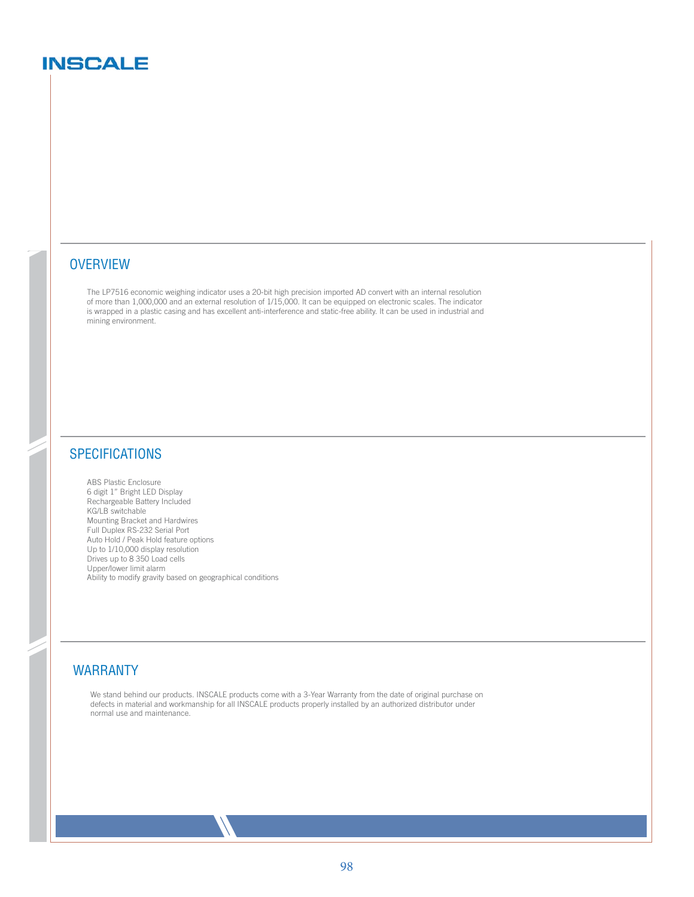# INSCALE

## OVERVIEW

The LP7516 economic weighing indicator uses a 20-bit high precision imported AD convert with an internal resolution of more than 1,000,000 and an external resolution of 1/15,000. It can be equipped on electronic scales. The indicator is wrapped in a plastic casing and has excellent anti-interference and static-free ability. It can be used in industrial and mining environment.

## SPECIFICATIONS

ABS Plastic Enclosure
6 digit 1" Bright LED Display
Rechargeable Battery Included
KG/LB switchable
Mounting Bracket and Hardwires
Full Duplex RS-232 Serial Port
Auto Hold / Peak Hold feature options
Up to 1/10,000 display resolution
Drives up to 8 350 Load cells
Upper/lower limit alarm
Ability to modify gravity based on geographical conditions

## WARRANTY

We stand behind our products. INSCALE products come with a 3-Year Warranty from the date of original purchase on defects in material and workmanship for all INSCALE products properly installed by an authorized distributor under normal use and maintenance.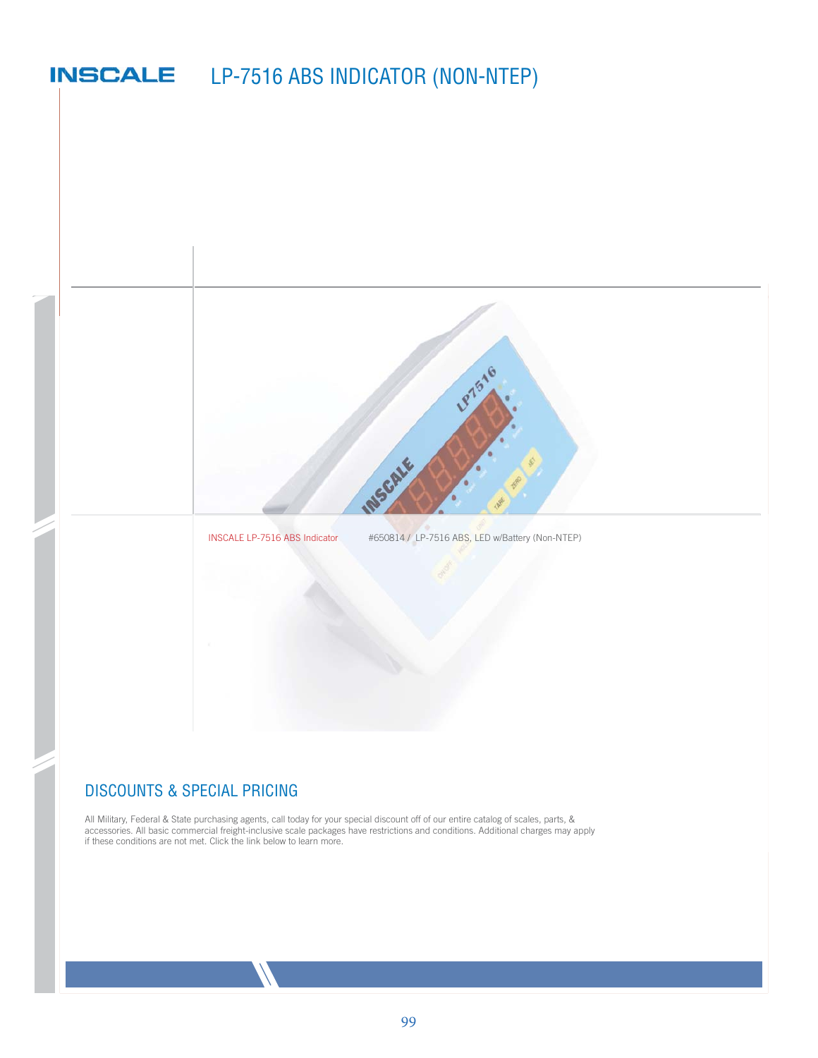# INSCALE LP-7516 ABS INDICATOR (NON-NTEP)

| | |
|---|---|
| INSCALE LP-7516 ABS Indicator | #650814 / LP-7516 ABS, LED w/Battery (Non-NTEP) |

## DISCOUNTS & SPECIAL PRICING

All Military, Federal & State purchasing agents, call today for your special discount off of our entire catalog of scales, parts, & accessories. All basic commercial freight-inclusive scale packages have restrictions and conditions. Additional charges may apply if these conditions are not met. Click the link below to learn more.